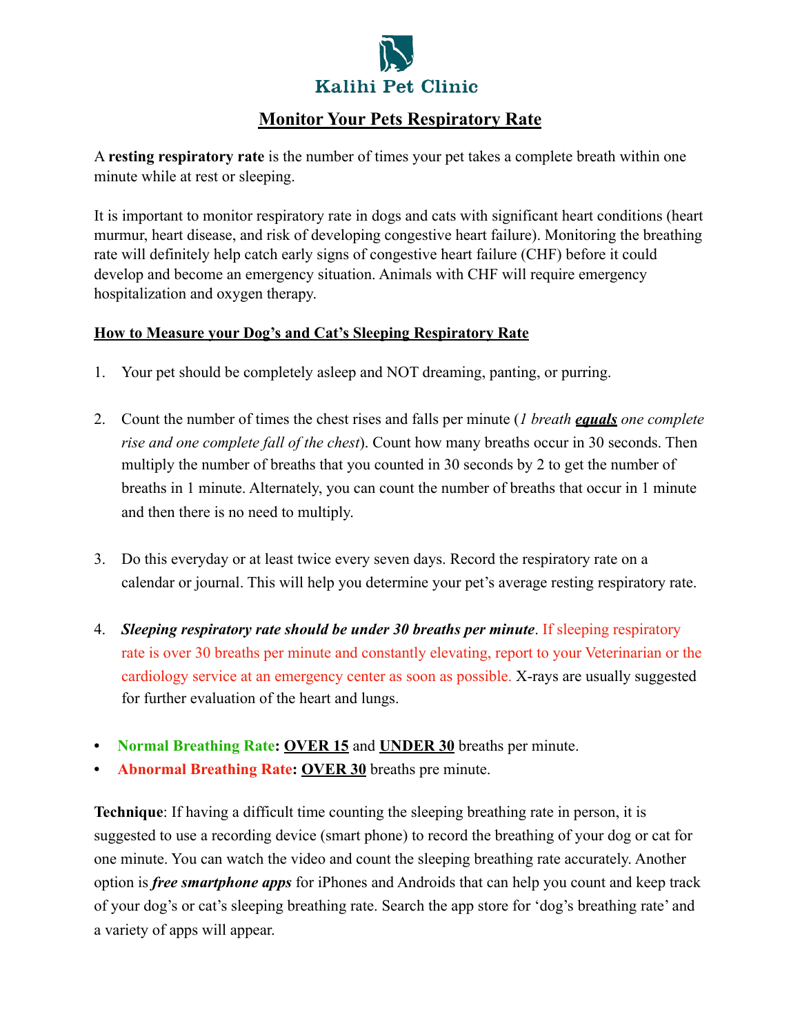# Kalihi Pet Clinic

## Monitor Your Pets Respiratory Rate

A **resting respiratory rate** is the number of times your pet takes a complete breath within one minute while at rest or sleeping.

It is important to monitor respiratory rate in dogs and cats with significant heart conditions (heart murmur, heart disease, and risk of developing congestive heart failure). Monitoring the breathing rate will definitely help catch early signs of congestive heart failure (CHF) before it could develop and become an emergency situation. Animals with CHF will require emergency hospitalization and oxygen therapy.

### How to Measure your Dog's and Cat's Sleeping Respiratory Rate

1. Your pet should be completely asleep and NOT dreaming, panting, or purring.

2. Count the number of times the chest rises and falls per minute (*1 breath* ***equals*** *one complete rise and one complete fall of the chest*). Count how many breaths occur in 30 seconds. Then multiply the number of breaths that you counted in 30 seconds by 2 to get the number of breaths in 1 minute. Alternately, you can count the number of breaths that occur in 1 minute and then there is no need to multiply.

3. Do this everyday or at least twice every seven days. Record the respiratory rate on a calendar or journal. This will help you determine your pet's average resting respiratory rate.

4. ***Sleeping respiratory rate should be under 30 breaths per minute***. If sleeping respiratory rate is over 30 breaths per minute and constantly elevating, report to your Veterinarian or the cardiology service at an emergency center as soon as possible. X-rays are usually suggested for further evaluation of the heart and lungs.

- **Normal Breathing Rate: OVER 15** and **UNDER 30** breaths per minute.
- **Abnormal Breathing Rate: OVER 30** breaths pre minute.

**Technique**: If having a difficult time counting the sleeping breathing rate in person, it is suggested to use a recording device (smart phone) to record the breathing of your dog or cat for one minute. You can watch the video and count the sleeping breathing rate accurately. Another option is ***free smartphone apps*** for iPhones and Androids that can help you count and keep track of your dog's or cat's sleeping breathing rate. Search the app store for 'dog's breathing rate' and a variety of apps will appear.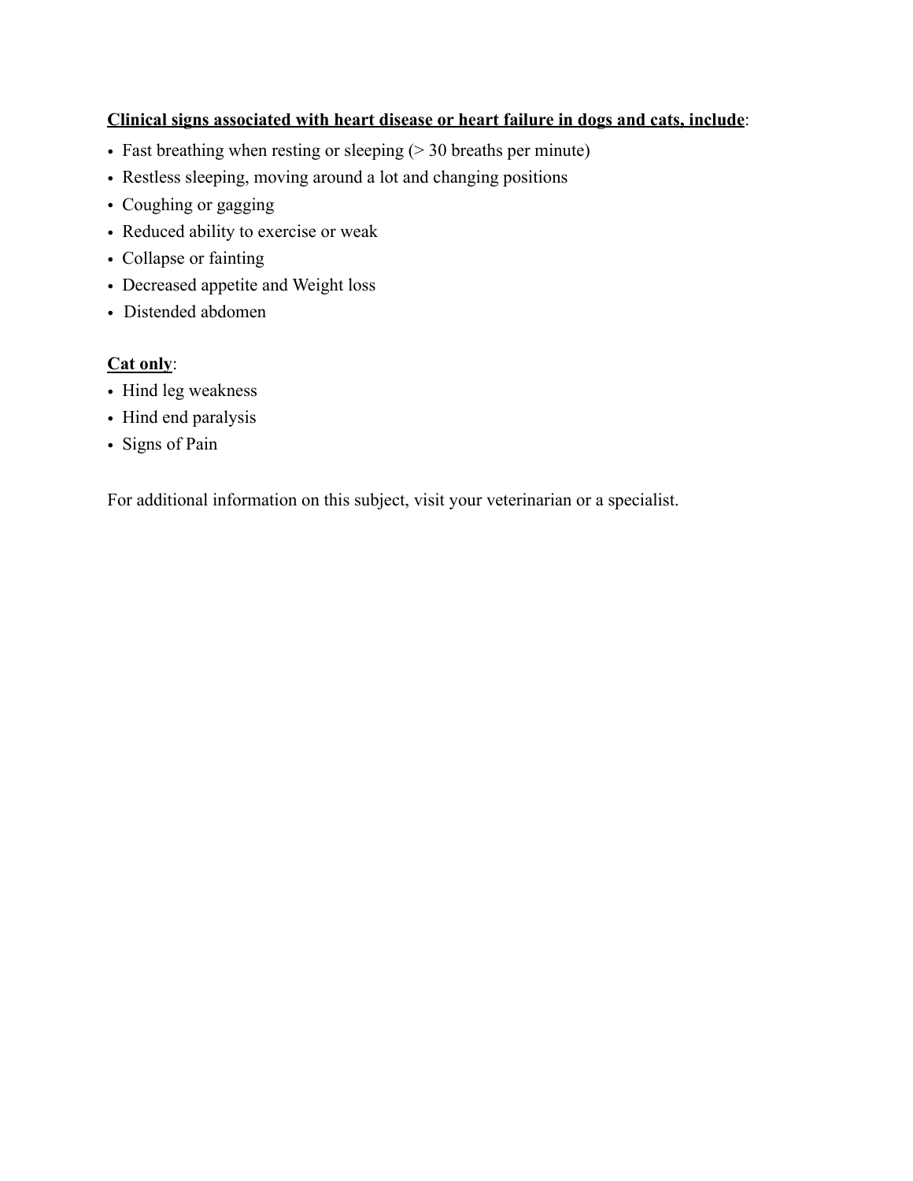**<u>Clinical signs associated with heart disease or heart failure in dogs and cats, include</u>**:

- Fast breathing when resting or sleeping (> 30 breaths per minute)
- Restless sleeping, moving around a lot and changing positions
- Coughing or gagging
- Reduced ability to exercise or weak
- Collapse or fainting
- Decreased appetite and Weight loss
- Distended abdomen

**<u>Cat only</u>**:

- Hind leg weakness
- Hind end paralysis
- Signs of Pain

For additional information on this subject, visit your veterinarian or a specialist.